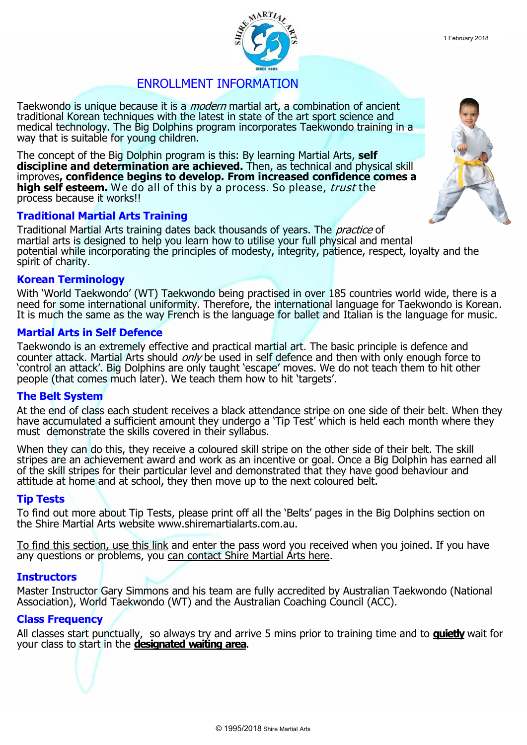1 February 2018

# ENROLLMENT INFORMATION

Taekwondo is unique because it is a *modern* martial art, a combination of ancient traditional Korean techniques with the latest in state of the art sport science and medical technology. The Big Dolphins program incorporates Taekwondo training in a way that is suitable for young children.

The concept of the Big Dolphin program is this: By learning Martial Arts, **self discipline and determination are achieved.** Then, as technical and physical skill improves**, confidence begins to develop. From increased confidence comes a high self esteem.** We do all of this by a process. So please, *trust* the process because it works!!

## Traditional Martial Arts Training

Traditional Martial Arts training dates back thousands of years. The *practice* of martial arts is designed to help you learn how to utilise your full physical and mental potential while incorporating the principles of modesty, integrity, patience, respect, loyalty and the spirit of charity.

## Korean Terminology

With 'World Taekwondo' (WT) Taekwondo being practised in over 185 countries world wide, there is a need for some international uniformity. Therefore, the international language for Taekwondo is Korean. It is much the same as the way French is the language for ballet and Italian is the language for music.

## Martial Arts in Self Defence

Taekwondo is an extremely effective and practical martial art. The basic principle is defence and counter attack. Martial Arts should *only* be used in self defence and then with only enough force to 'control an attack'. Big Dolphins are only taught 'escape' moves. We do not teach them to hit other people (that comes much later). We teach them how to hit 'targets'.

## The Belt System

At the end of class each student receives a black attendance stripe on one side of their belt. When they have accumulated a sufficient amount they undergo a 'Tip Test' which is held each month where they must demonstrate the skills covered in their syllabus.

When they can do this, they receive a coloured skill stripe on the other side of their belt. The skill stripes are an achievement award and work as an incentive or goal. Once a Big Dolphin has earned all of the skill stripes for their particular level and demonstrated that they have good behaviour and attitude at home and at school, they then move up to the next coloured belt.

## Tip Tests

To find out more about Tip Tests, please print off all the 'Belts' pages in the Big Dolphins section on the Shire Martial Arts website www.shiremartialarts.com.au.

To find this section, use this link and enter the pass word you received when you joined. If you have any questions or problems, you can contact Shire Martial Arts here.

## Instructors

Master Instructor Gary Simmons and his team are fully accredited by Australian Taekwondo (National Association), World Taekwondo (WT) and the Australian Coaching Council (ACC).

## Class Frequency

All classes start punctually, so always try and arrive 5 mins prior to training time and to **quietly** wait for your class to start in the **designated waiting area**.

© 1995/2018 Shire Martial Arts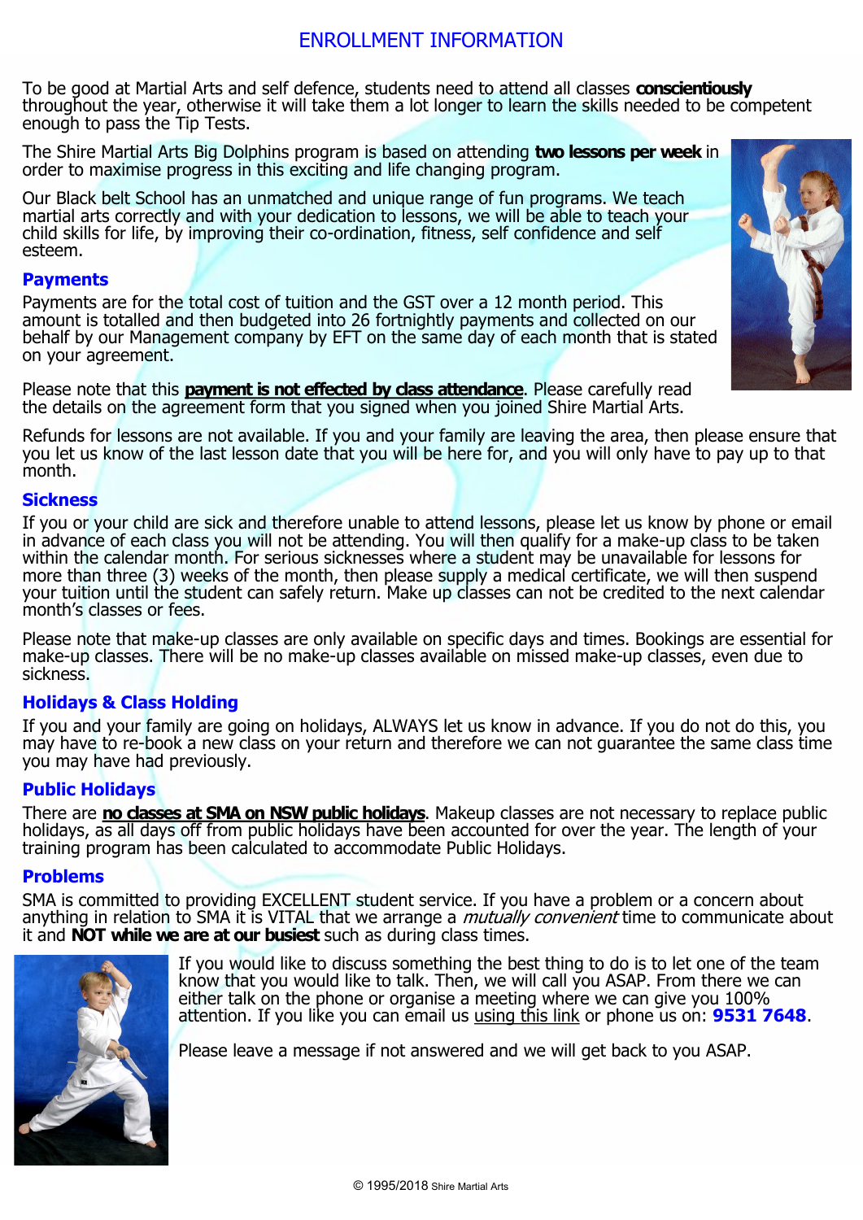# ENROLLMENT INFORMATION

To be good at Martial Arts and self defence, students need to attend all classes **conscientiously** throughout the year, otherwise it will take them a lot longer to learn the skills needed to be competent enough to pass the Tip Tests.

The Shire Martial Arts Big Dolphins program is based on attending **two lessons per week** in order to maximise progress in this exciting and life changing program.

Our Black belt School has an unmatched and unique range of fun programs. We teach martial arts correctly and with your dedication to lessons, we will be able to teach your child skills for life, by improving their co-ordination, fitness, self confidence and self esteem.

## Payments

Payments are for the total cost of tuition and the GST over a 12 month period. This amount is totalled and then budgeted into 26 fortnightly payments and collected on our behalf by our Management company by EFT on the same day of each month that is stated on your agreement.

Please note that this **payment is not effected by class attendance**. Please carefully read the details on the agreement form that you signed when you joined Shire Martial Arts.

Refunds for lessons are not available. If you and your family are leaving the area, then please ensure that you let us know of the last lesson date that you will be here for, and you will only have to pay up to that month.

## Sickness

If you or your child are sick and therefore unable to attend lessons, please let us know by phone or email in advance of each class you will not be attending. You will then qualify for a make-up class to be taken within the calendar month. For serious sicknesses where a student may be unavailable for lessons for more than three (3) weeks of the month, then please supply a medical certificate, we will then suspend your tuition until the student can safely return. Make up classes can not be credited to the next calendar month's classes or fees.

Please note that make-up classes are only available on specific days and times. Bookings are essential for make-up classes. There will be no make-up classes available on missed make-up classes, even due to sickness.

## Holidays & Class Holding

If you and your family are going on holidays, ALWAYS let us know in advance. If you do not do this, you may have to re-book a new class on your return and therefore we can not guarantee the same class time you may have had previously.

## Public Holidays

There are **no classes at SMA on NSW public holidays**. Makeup classes are not necessary to replace public holidays, as all days off from public holidays have been accounted for over the year. The length of your training program has been calculated to accommodate Public Holidays.

## Problems

SMA is committed to providing EXCELLENT student service. If you have a problem or a concern about anything in relation to SMA it is VITAL that we arrange a *mutually convenient* time to communicate about it and **NOT while we are at our busiest** such as during class times.

If you would like to discuss something the best thing to do is to let one of the team know that you would like to talk. Then, we will call you ASAP. From there we can either talk on the phone or organise a meeting where we can give you 100% attention. If you like you can email us using this link or phone us on: **9531 7648**.

Please leave a message if not answered and we will get back to you ASAP.

© 1995/2018 Shire Martial Arts